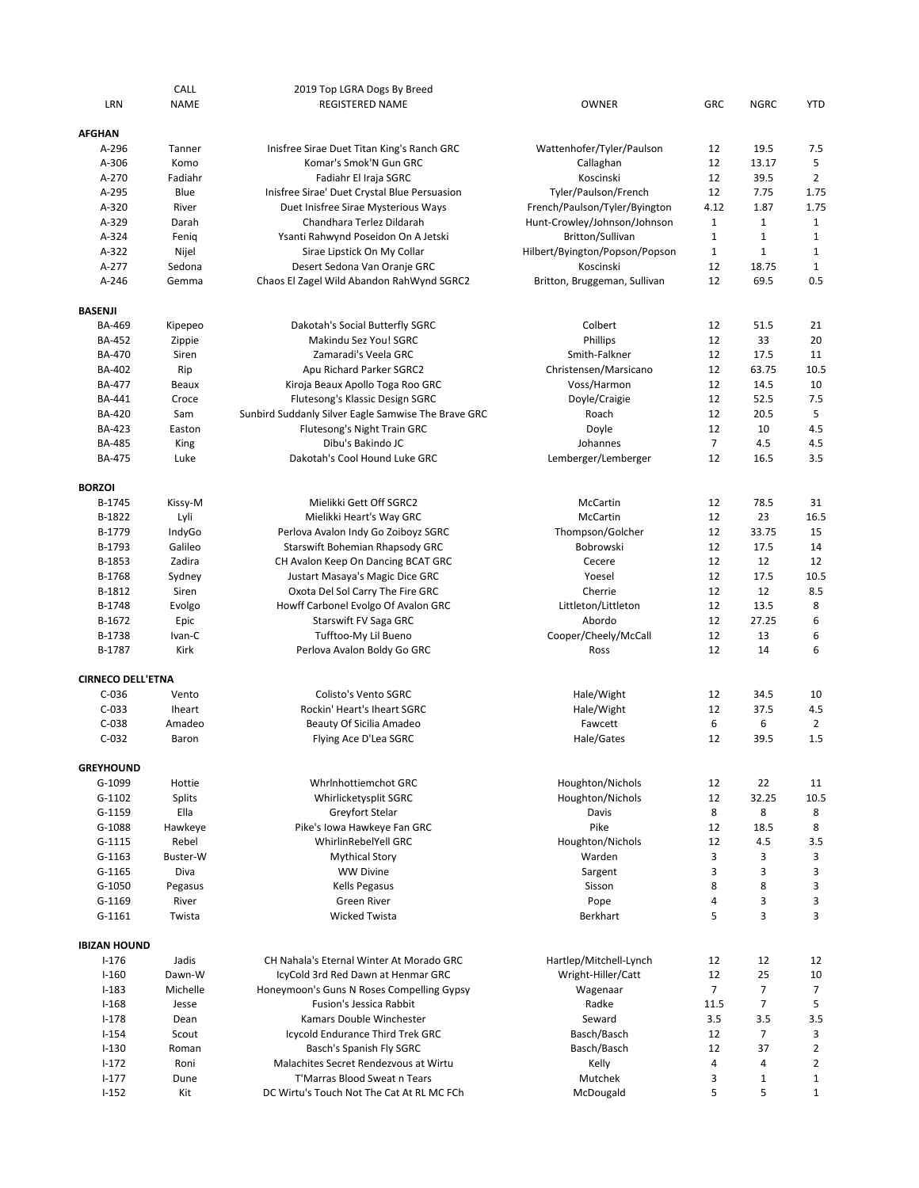## 2019 Top LGRA Dogs By Breed

| LRN | CALL NAME | REGISTERED NAME | OWNER | GRC | NGRC | YTD |
|---|---|---|---|---|---|---|
| **AFGHAN** | | | | | | |
| A-296 | Tanner | Inisfree Sirae Duet Titan King's Ranch GRC | Wattenhofer/Tyler/Paulson | 12 | 19.5 | 7.5 |
| A-306 | Komo | Komar's Smok'N Gun GRC | Callaghan | 12 | 13.17 | 5 |
| A-270 | Fadiahr | Fadiahr El Iraja SGRC | Koscinski | 12 | 39.5 | 2 |
| A-295 | Blue | Inisfree Sirae' Duet Crystal Blue Persuasion | Tyler/Paulson/French | 12 | 7.75 | 1.75 |
| A-320 | River | Duet Inisfree Sirae Mysterious Ways | French/Paulson/Tyler/Byington | 4.12 | 1.87 | 1.75 |
| A-329 | Darah | Chandhara Terlez Dildarah | Hunt-Crowley/Johnson/Johnson | 1 | 1 | 1 |
| A-324 | Feniq | Ysanti Rahwynd Poseidon On A Jetski | Britton/Sullivan | 1 | 1 | 1 |
| A-322 | Nijel | Sirae Lipstick On My Collar | Hilbert/Byington/Popson/Popson | 1 | 1 | 1 |
| A-277 | Sedona | Desert Sedona Van Oranje GRC | Koscinski | 12 | 18.75 | 1 |
| A-246 | Gemma | Chaos El Zagel Wild Abandon RahWynd SGRC2 | Britton, Bruggeman, Sullivan | 12 | 69.5 | 0.5 |
| **BASENJI** | | | | | | |
| BA-469 | Kipepeo | Dakotah's Social Butterfly SGRC | Colbert | 12 | 51.5 | 21 |
| BA-452 | Zippie | Makindu Sez You! SGRC | Phillips | 12 | 33 | 20 |
| BA-470 | Siren | Zamaradi's Veela GRC | Smith-Falkner | 12 | 17.5 | 11 |
| BA-402 | Rip | Apu Richard Parker SGRC2 | Christensen/Marsicano | 12 | 63.75 | 10.5 |
| BA-477 | Beaux | Kiroja Beaux Apollo Toga Roo GRC | Voss/Harmon | 12 | 14.5 | 10 |
| BA-441 | Croce | Flutesong's Klassic Design SGRC | Doyle/Craigie | 12 | 52.5 | 7.5 |
| BA-420 | Sam | Sunbird Suddanly Silver Eagle Samwise The Brave GRC | Roach | 12 | 20.5 | 5 |
| BA-423 | Easton | Flutesong's Night Train GRC | Doyle | 12 | 10 | 4.5 |
| BA-485 | King | Dibu's Bakindo JC | Johannes | 7 | 4.5 | 4.5 |
| BA-475 | Luke | Dakotah's Cool Hound Luke GRC | Lemberger/Lemberger | 12 | 16.5 | 3.5 |
| **BORZOI** | | | | | | |
| B-1745 | Kissy-M | Mielikki Gett Off SGRC2 | McCartin | 12 | 78.5 | 31 |
| B-1822 | Lyli | Mielikki Heart's Way GRC | McCartin | 12 | 23 | 16.5 |
| B-1779 | IndyGo | Perlova Avalon Indy Go Zoiboyz SGRC | Thompson/Golcher | 12 | 33.75 | 15 |
| B-1793 | Galileo | Starswift Bohemian Rhapsody GRC | Bobrowski | 12 | 17.5 | 14 |
| B-1853 | Zadira | CH Avalon Keep On Dancing BCAT GRC | Cecere | 12 | 12 | 12 |
| B-1768 | Sydney | Justart Masaya's Magic Dice GRC | Yoesel | 12 | 17.5 | 10.5 |
| B-1812 | Siren | Oxota Del Sol Carry The Fire GRC | Cherrie | 12 | 12 | 8.5 |
| B-1748 | Evolgo | Howff Carbonel Evolgo Of Avalon GRC | Littleton/Littleton | 12 | 13.5 | 8 |
| B-1672 | Epic | Starswift FV Saga GRC | Abordo | 12 | 27.25 | 6 |
| B-1738 | Ivan-C | Tufftoo-My Lil Bueno | Cooper/Cheely/McCall | 12 | 13 | 6 |
| B-1787 | Kirk | Perlova Avalon Boldy Go GRC | Ross | 12 | 14 | 6 |
| **CIRNECO DELL'ETNA** | | | | | | |
| C-036 | Vento | Colisto's Vento SGRC | Hale/Wight | 12 | 34.5 | 10 |
| C-033 | Iheart | Rockin' Heart's Iheart SGRC | Hale/Wight | 12 | 37.5 | 4.5 |
| C-038 | Amadeo | Beauty Of Sicilia Amadeo | Fawcett | 6 | 6 | 2 |
| C-032 | Baron | Flying Ace D'Lea SGRC | Hale/Gates | 12 | 39.5 | 1.5 |
| **GREYHOUND** | | | | | | |
| G-1099 | Hottie | Whrlnhottiemchot GRC | Houghton/Nichols | 12 | 22 | 11 |
| G-1102 | Splits | Whirlicketysplit SGRC | Houghton/Nichols | 12 | 32.25 | 10.5 |
| G-1159 | Ella | Greyfort Stelar | Davis | 8 | 8 | 8 |
| G-1088 | Hawkeye | Pike's Iowa Hawkeye Fan GRC | Pike | 12 | 18.5 | 8 |
| G-1115 | Rebel | WhirlinRebelYell GRC | Houghton/Nichols | 12 | 4.5 | 3.5 |
| G-1163 | Buster-W | Mythical Story | Warden | 3 | 3 | 3 |
| G-1165 | Diva | WW Divine | Sargent | 3 | 3 | 3 |
| G-1050 | Pegasus | Kells Pegasus | Sisson | 8 | 8 | 3 |
| G-1169 | River | Green River | Pope | 4 | 3 | 3 |
| G-1161 | Twista | Wicked Twista | Berkhart | 5 | 3 | 3 |
| **IBIZAN HOUND** | | | | | | |
| I-176 | Jadis | CH Nahala's Eternal Winter At Morado GRC | Hartlep/Mitchell-Lynch | 12 | 12 | 12 |
| I-160 | Dawn-W | IcyCold 3rd Red Dawn at Henmar GRC | Wright-Hiller/Catt | 12 | 25 | 10 |
| I-183 | Michelle | Honeymoon's Guns N Roses Compelling Gypsy | Wagenaar | 7 | 7 | 7 |
| I-168 | Jesse | Fusion's Jessica Rabbit | Radke | 11.5 | 7 | 5 |
| I-178 | Dean | Kamars Double Winchester | Seward | 3.5 | 3.5 | 3.5 |
| I-154 | Scout | Icycold Endurance Third Trek GRC | Basch/Basch | 12 | 7 | 3 |
| I-130 | Roman | Basch's Spanish Fly SGRC | Basch/Basch | 12 | 37 | 2 |
| I-172 | Roni | Malachites Secret Rendezvous at Wirtu | Kelly | 4 | 4 | 2 |
| I-177 | Dune | T'Marras Blood Sweat n Tears | Mutchek | 3 | 1 | 1 |
| I-152 | Kit | DC Wirtu's Touch Not The Cat At RL MC FCh | McDougald | 5 | 5 | 1 |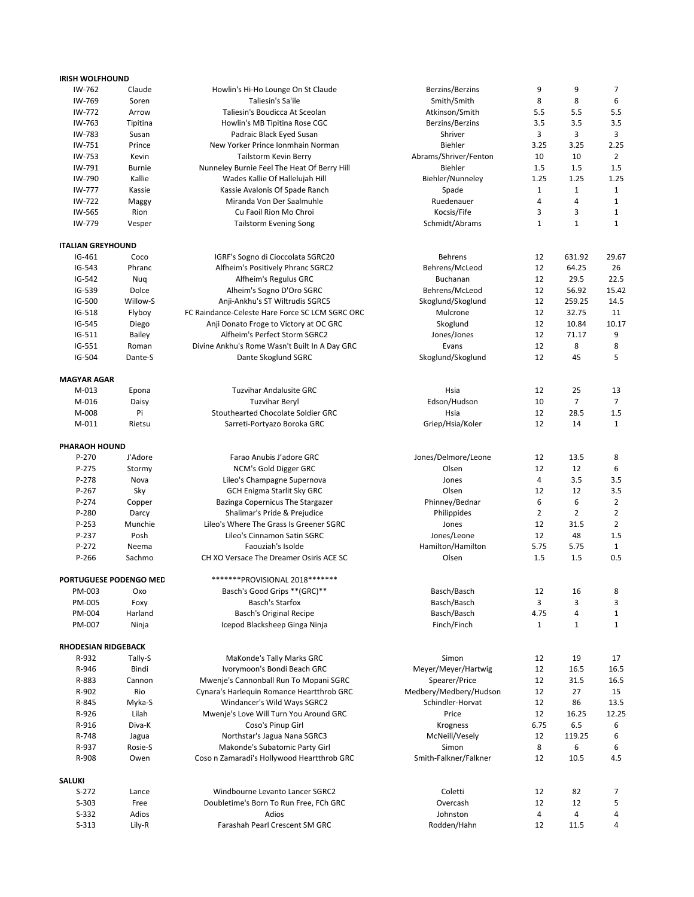**IRISH WOLFHOUND**

| | | | | | | |
|---|---|---|---|---|---|---|
| IW-762 | Claude | Howlin's Hi-Ho Lounge On St Claude | Berzins/Berzins | 9 | 9 | 7 |
| IW-769 | Soren | Taliesin's Sa'ile | Smith/Smith | 8 | 8 | 6 |
| IW-772 | Arrow | Taliesin's Boudicca At Sceolan | Atkinson/Smith | 5.5 | 5.5 | 5.5 |
| IW-763 | Tipitina | Howlin's MB Tipitina Rose CGC | Berzins/Berzins | 3.5 | 3.5 | 3.5 |
| IW-783 | Susan | Padraic Black Eyed Susan | Shriver | 3 | 3 | 3 |
| IW-751 | Prince | New Yorker Prince Ionmhain Norman | Biehler | 3.25 | 3.25 | 2.25 |
| IW-753 | Kevin | Tailstorm Kevin Berry | Abrams/Shriver/Fenton | 10 | 10 | 2 |
| IW-791 | Burnie | Nunneley Burnie Feel The Heat Of Berry Hill | Biehler | 1.5 | 1.5 | 1.5 |
| IW-790 | Kallie | Wades Kallie Of Hallelujah Hill | Biehler/Nunneley | 1.25 | 1.25 | 1.25 |
| IW-777 | Kassie | Kassie Avalonis Of Spade Ranch | Spade | 1 | 1 | 1 |
| IW-722 | Maggy | Miranda Von Der Saalmuhle | Ruedenauer | 4 | 4 | 1 |
| IW-565 | Rion | Cu Faoil Rion Mo Chroi | Kocsis/Fife | 3 | 3 | 1 |
| IW-779 | Vesper | Tailstorm Evening Song | Schmidt/Abrams | 1 | 1 | 1 |

**ITALIAN GREYHOUND**

| | | | | | | |
|---|---|---|---|---|---|---|
| IG-461 | Coco | IGRF's Sogno di Cioccolata SGRC20 | Behrens | 12 | 631.92 | 29.67 |
| IG-543 | Phranc | Alfheim's Positively Phranc SGRC2 | Behrens/McLeod | 12 | 64.25 | 26 |
| IG-542 | Nuq | Alfheim's Regulus GRC | Buchanan | 12 | 29.5 | 22.5 |
| IG-539 | Dolce | Alheim's Sogno D'Oro SGRC | Behrens/McLeod | 12 | 56.92 | 15.42 |
| IG-500 | Willow-S | Anji-Ankhu's ST Wiltrudis SGRC5 | Skoglund/Skoglund | 12 | 259.25 | 14.5 |
| IG-518 | Flyboy | FC Raindance-Celeste Hare Force SC LCM SGRC ORC | Mulcrone | 12 | 32.75 | 11 |
| IG-545 | Diego | Anji Donato Froge to Victory at OC GRC | Skoglund | 12 | 10.84 | 10.17 |
| IG-511 | Bailey | Alfheim's Perfect Storm SGRC2 | Jones/Jones | 12 | 71.17 | 9 |
| IG-551 | Roman | Divine Ankhu's Rome Wasn't Built In A Day GRC | Evans | 12 | 8 | 8 |
| IG-504 | Dante-S | Dante Skoglund SGRC | Skoglund/Skoglund | 12 | 45 | 5 |

**MAGYAR AGAR**

| | | | | | | |
|---|---|---|---|---|---|---|
| M-013 | Epona | Tuzvihar Andalusite GRC | Hsia | 12 | 25 | 13 |
| M-016 | Daisy | Tuzvihar Beryl | Edson/Hudson | 10 | 7 | 7 |
| M-008 | Pi | Stouthearted Chocolate Soldier GRC | Hsia | 12 | 28.5 | 1.5 |
| M-011 | Rietsu | Sarreti-Portyazo Boroka GRC | Griep/Hsia/Koler | 12 | 14 | 1 |

**PHARAOH HOUND**

| | | | | | | |
|---|---|---|---|---|---|---|
| P-270 | J'Adore | Farao Anubis J'adore GRC | Jones/Delmore/Leone | 12 | 13.5 | 8 |
| P-275 | Stormy | NCM's Gold Digger GRC | Olsen | 12 | 12 | 6 |
| P-278 | Nova | Lileo's Champagne Supernova | Jones | 4 | 3.5 | 3.5 |
| P-267 | Sky | GCH Enigma Starlit Sky GRC | Olsen | 12 | 12 | 3.5 |
| P-274 | Copper | Bazinga Copernicus The Stargazer | Phinney/Bednar | 6 | 6 | 2 |
| P-280 | Darcy | Shalimar's Pride & Prejudice | Philippides | 2 | 2 | 2 |
| P-253 | Munchie | Lileo's Where The Grass Is Greener SGRC | Jones | 12 | 31.5 | 2 |
| P-237 | Posh | Lileo's Cinnamon Satin SGRC | Jones/Leone | 12 | 48 | 1.5 |
| P-272 | Neema | Faouziah's Isolde | Hamilton/Hamilton | 5.75 | 5.75 | 1 |
| P-266 | Sachmo | CH XO Versace The Dreamer Osiris ACE SC | Olsen | 1.5 | 1.5 | 0.5 |

**PORTUGUESE PODENGO MED** *******PROVISIONAL 2018*******

| | | | | | | |
|---|---|---|---|---|---|---|
| PM-003 | Oxo | Basch's Good Grips **(GRC)** | Basch/Basch | 12 | 16 | 8 |
| PM-005 | Foxy | Basch's Starfox | Basch/Basch | 3 | 3 | 3 |
| PM-004 | Harland | Basch's Original Recipe | Basch/Basch | 4.75 | 4 | 1 |
| PM-007 | Ninja | Icepod Blacksheep Ginga Ninja | Finch/Finch | 1 | 1 | 1 |

**RHODESIAN RIDGEBACK**

| | | | | | | |
|---|---|---|---|---|---|---|
| R-932 | Tally-S | MaKonde's Tally Marks GRC | Simon | 12 | 19 | 17 |
| R-946 | Bindi | Ivorymoon's Bondi Beach GRC | Meyer/Meyer/Hartwig | 12 | 16.5 | 16.5 |
| R-883 | Cannon | Mwenje's Cannonball Run To Mopani SGRC | Spearer/Price | 12 | 31.5 | 16.5 |
| R-902 | Rio | Cynara's Harlequin Romance Heartthrob GRC | Medbery/Medbery/Hudson | 12 | 27 | 15 |
| R-845 | Myka-S | Windancer's Wild Ways SGRC2 | Schindler-Horvat | 12 | 86 | 13.5 |
| R-926 | Lilah | Mwenje's Love Will Turn You Around GRC | Price | 12 | 16.25 | 12.25 |
| R-916 | Diva-K | Coso's Pinup Girl | Krogness | 6.75 | 6.5 | 6 |
| R-748 | Jagua | Northstar's Jagua Nana SGRC3 | McNeill/Vesely | 12 | 119.25 | 6 |
| R-937 | Rosie-S | Makonde's Subatomic Party Girl | Simon | 8 | 6 | 6 |
| R-908 | Owen | Coso n Zamaradi's Hollywood Heartthrob GRC | Smith-Falkner/Falkner | 12 | 10.5 | 4.5 |

**SALUKI**

| | | | | | | |
|---|---|---|---|---|---|---|
| S-272 | Lance | Windbourne Levanto Lancer SGRC2 | Coletti | 12 | 82 | 7 |
| S-303 | Free | Doubletime's Born To Run Free, FCh GRC | Overcash | 12 | 12 | 5 |
| S-332 | Adios | Adios | Johnston | 4 | 4 | 4 |
| S-313 | Lily-R | Farashah Pearl Crescent SM GRC | Rodden/Hahn | 12 | 11.5 | 4 |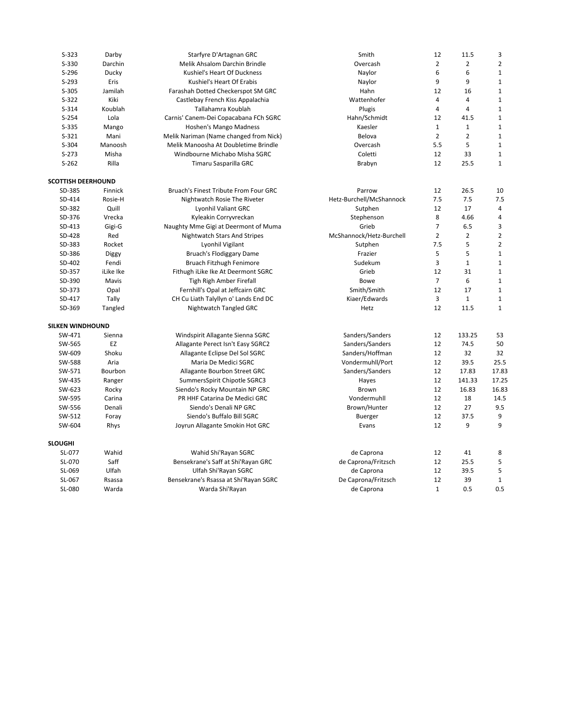| | | | | | | |
|---|---|---|---|---|---|---|
| S-323 | Darby | Starfyre D'Artagnan GRC | Smith | 12 | 11.5 | 3 |
| S-330 | Darchin | Melik Ahsalom Darchin Brindle | Overcash | 2 | 2 | 2 |
| S-296 | Ducky | Kushiel's Heart Of Duckness | Naylor | 6 | 6 | 1 |
| S-293 | Eris | Kushiel's Heart Of Erabis | Naylor | 9 | 9 | 1 |
| S-305 | Jamilah | Farashah Dotted Checkerspot SM GRC | Hahn | 12 | 16 | 1 |
| S-322 | Kiki | Castlebay French Kiss Appalachia | Wattenhofer | 4 | 4 | 1 |
| S-314 | Koublah | Tallahamra Koublah | Plugis | 4 | 4 | 1 |
| S-254 | Lola | Carnis' Canem-Dei Copacabana FCh SGRC | Hahn/Schmidt | 12 | 41.5 | 1 |
| S-335 | Mango | Hoshen's Mango Madness | Kaesler | 1 | 1 | 1 |
| S-321 | Mani | Melik Nariman (Name changed from Nick) | Belova | 2 | 2 | 1 |
| S-304 | Manoosh | Melik Manoosha At Doubletime Brindle | Overcash | 5.5 | 5 | 1 |
| S-273 | Misha | Windbourne Michabo Misha SGRC | Coletti | 12 | 33 | 1 |
| S-262 | Rilla | Timaru Sasparilla GRC | Brabyn | 12 | 25.5 | 1 |
| **SCOTTISH DEERHOUND** | | | | | | |
| SD-385 | Finnick | Bruach's Finest Tribute From Four GRC | Parrow | 12 | 26.5 | 10 |
| SD-414 | Rosie-H | Nightwatch Rosie The Riveter | Hetz-Burchell/McShannock | 7.5 | 7.5 | 7.5 |
| SD-382 | Quill | Lyonhil Valiant GRC | Sutphen | 12 | 17 | 4 |
| SD-376 | Vrecka | Kyleakin Corryvreckan | Stephenson | 8 | 4.66 | 4 |
| SD-413 | Gigi-G | Naughty Mme Gigi at Deermont of Muma | Grieb | 7 | 6.5 | 3 |
| SD-428 | Red | Nightwatch Stars And Stripes | McShannock/Hetz-Burchell | 2 | 2 | 2 |
| SD-383 | Rocket | Lyonhil Vigilant | Sutphen | 7.5 | 5 | 2 |
| SD-386 | Diggy | Bruach's Flodiggary Dame | Frazier | 5 | 5 | 1 |
| SD-402 | Fendi | Bruach Fitzhugh Fenimore | Sudekum | 3 | 1 | 1 |
| SD-357 | iLike Ike | Fithugh iLike Ike At Deermont SGRC | Grieb | 12 | 31 | 1 |
| SD-390 | Mavis | Tigh Righ Amber Firefall | Bowe | 7 | 6 | 1 |
| SD-373 | Opal | Fernhill's Opal at Jeffcairn GRC | Smith/Smith | 12 | 17 | 1 |
| SD-417 | Tally | CH Cu Liath Talyllyn o' Lands End DC | Kiaer/Edwards | 3 | 1 | 1 |
| SD-369 | Tangled | Nightwatch Tangled GRC | Hetz | 12 | 11.5 | 1 |
| **SILKEN WINDHOUND** | | | | | | |
| SW-471 | Sienna | Windspirit Allagante Sienna SGRC | Sanders/Sanders | 12 | 133.25 | 53 |
| SW-565 | EZ | Allagante Perect Isn't Easy SGRC2 | Sanders/Sanders | 12 | 74.5 | 50 |
| SW-609 | Shoku | Allagante Eclipse Del Sol SGRC | Sanders/Hoffman | 12 | 32 | 32 |
| SW-588 | Aria | Maria De Medici SGRC | Vondermuhll/Port | 12 | 39.5 | 25.5 |
| SW-571 | Bourbon | Allagante Bourbon Street GRC | Sanders/Sanders | 12 | 17.83 | 17.83 |
| SW-435 | Ranger | SummersSpirit Chipotle SGRC3 | Hayes | 12 | 141.33 | 17.25 |
| SW-623 | Rocky | Siendo's Rocky Mountain NP GRC | Brown | 12 | 16.83 | 16.83 |
| SW-595 | Carina | PR HHF Catarina De Medici GRC | Vondermuhll | 12 | 18 | 14.5 |
| SW-556 | Denali | Siendo's Denali NP GRC | Brown/Hunter | 12 | 27 | 9.5 |
| SW-512 | Foray | Siendo's Buffalo Bill SGRC | Buerger | 12 | 37.5 | 9 |
| SW-604 | Rhys | Joyrun Allagante Smokin Hot GRC | Evans | 12 | 9 | 9 |
| **SLOUGHI** | | | | | | |
| SL-077 | Wahid | Wahid Shi'Rayan SGRC | de Caprona | 12 | 41 | 8 |
| SL-070 | Saff | Bensekrane's Saff at Shi'Rayan GRC | de Caprona/Fritzsch | 12 | 25.5 | 5 |
| SL-069 | Ulfah | Ulfah Shi'Rayan SGRC | de Caprona | 12 | 39.5 | 5 |
| SL-067 | Rsassa | Bensekrane's Rsassa at Shi'Rayan SGRC | De Caprona/Fritzsch | 12 | 39 | 1 |
| SL-080 | Warda | Warda Shi'Rayan | de Caprona | 1 | 0.5 | 0.5 |